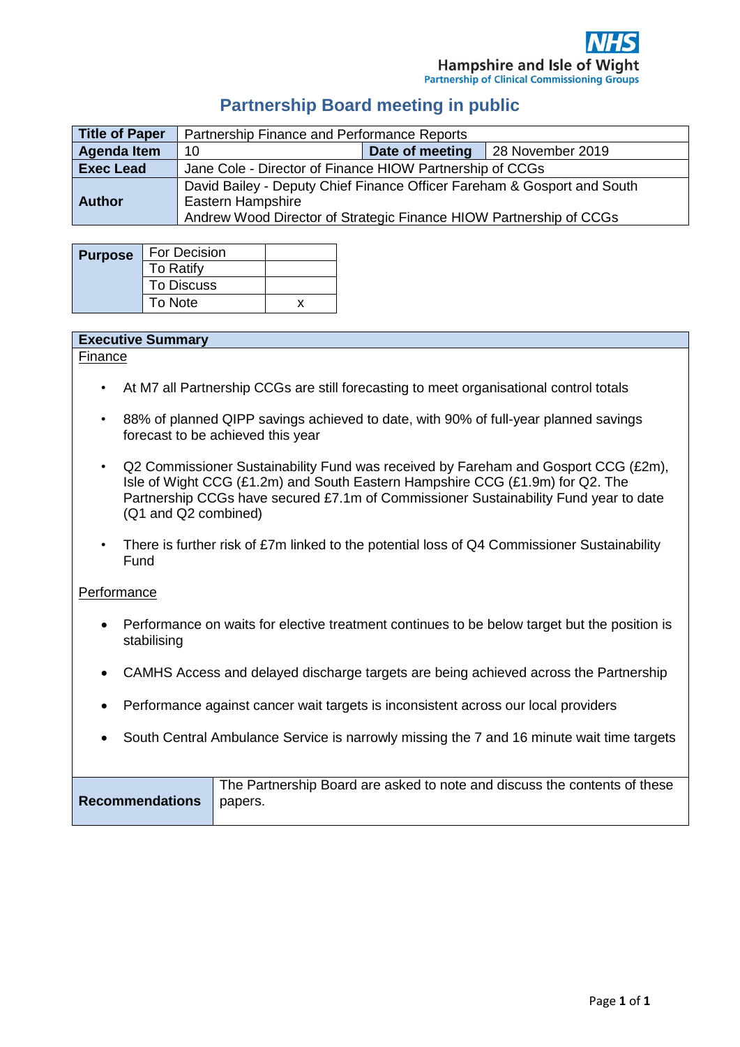Hampshire and Isle of Wight
Partnership of Clinical Commissioning Groups

# Partnership Board meeting in public

| **Title of Paper** | Partnership Finance and Performance Reports | | |
|---|---|---|---|
| **Agenda Item** | 10 | **Date of meeting** | 28 November 2019 |
| **Exec Lead** | Jane Cole - Director of Finance HIOW Partnership of CCGs | | |
| **Author** | David Bailey - Deputy Chief Finance Officer Fareham & Gosport and South Eastern Hampshire<br>Andrew Wood Director of Strategic Finance HIOW Partnership of CCGs | | |

| **Purpose** | | |
|---|---|---|
| | For Decision | |
| | To Ratify | |
| | To Discuss | |
| | To Note | x |

**Executive Summary**

Finance

- At M7 all Partnership CCGs are still forecasting to meet organisational control totals
- 88% of planned QIPP savings achieved to date, with 90% of full-year planned savings forecast to be achieved this year
- Q2 Commissioner Sustainability Fund was received by Fareham and Gosport CCG (£2m), Isle of Wight CCG (£1.2m) and South Eastern Hampshire CCG (£1.9m) for Q2. The Partnership CCGs have secured £7.1m of Commissioner Sustainability Fund year to date (Q1 and Q2 combined)
- There is further risk of £7m linked to the potential loss of Q4 Commissioner Sustainability Fund

Performance

- Performance on waits for elective treatment continues to be below target but the position is stabilising
- CAMHS Access and delayed discharge targets are being achieved across the Partnership
- Performance against cancer wait targets is inconsistent across our local providers
- South Central Ambulance Service is narrowly missing the 7 and 16 minute wait time targets

| **Recommendations** | The Partnership Board are asked to note and discuss the contents of these papers. |
|---|---|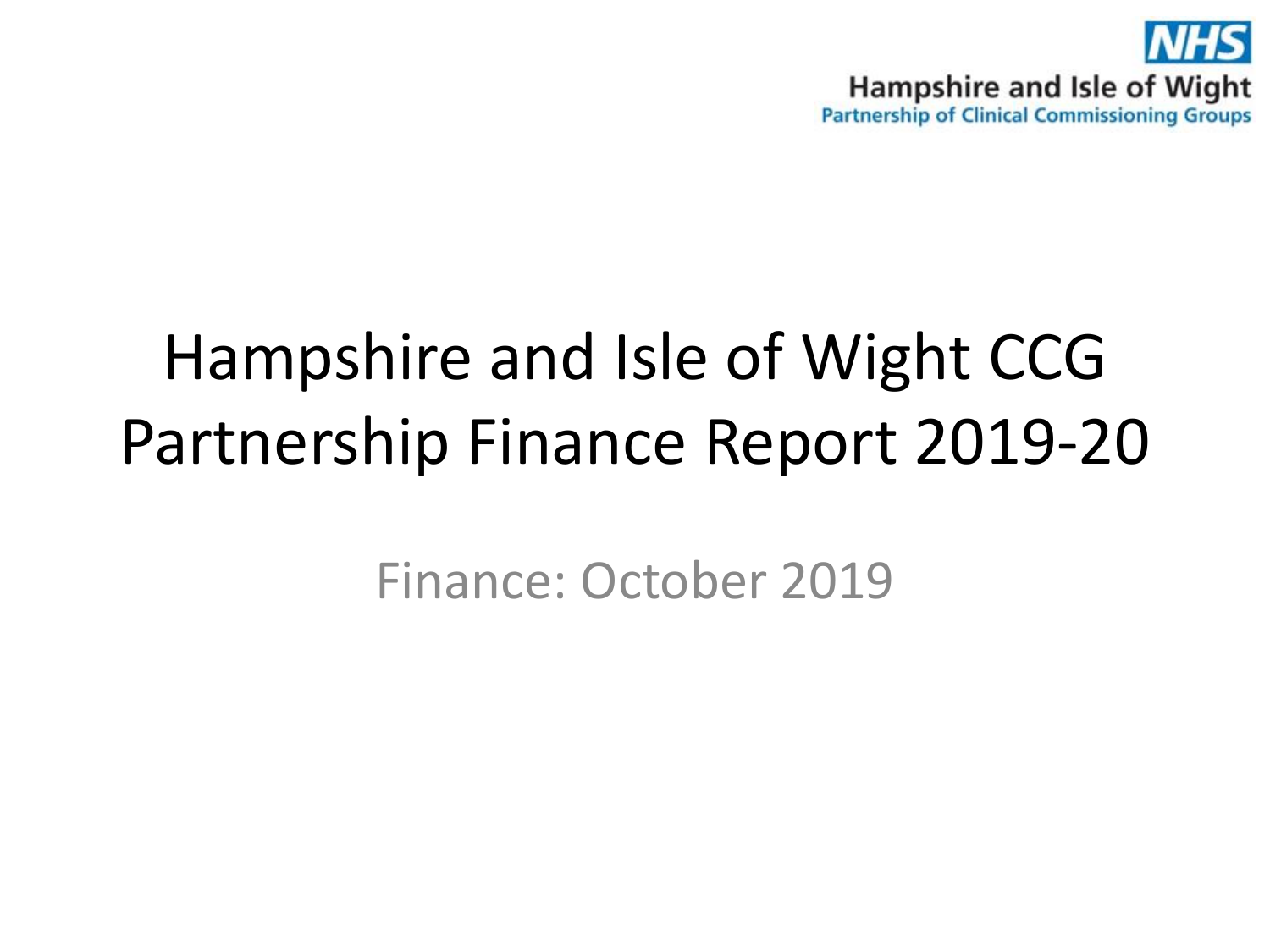NHS
Hampshire and Isle of Wight
Partnership of Clinical Commissioning Groups

# Hampshire and Isle of Wight CCG Partnership Finance Report 2019-20

Finance: October 2019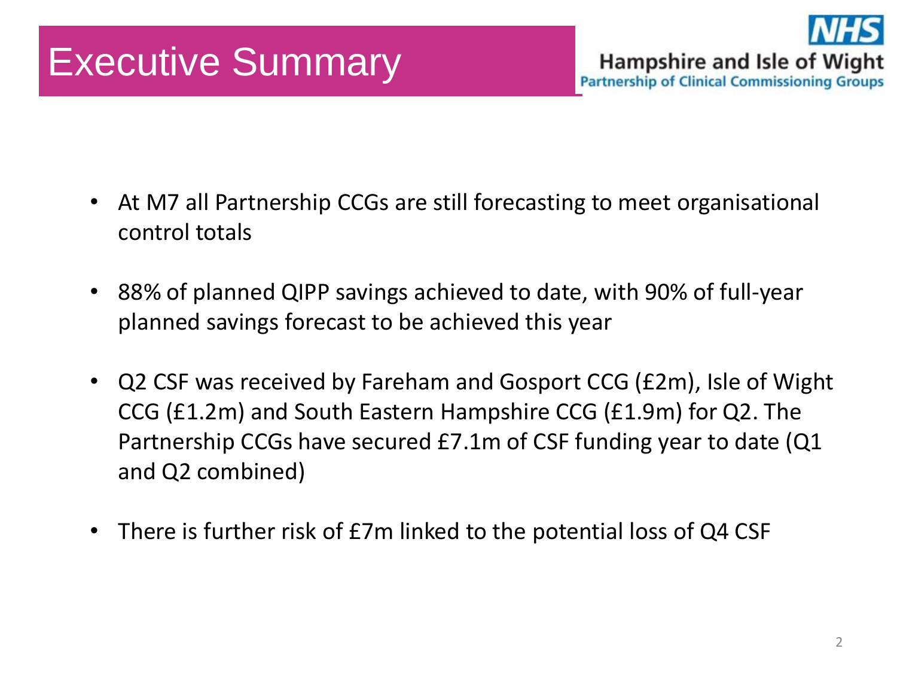# Executive Summary

NHS
Hampshire and Isle of Wight
Partnership of Clinical Commissioning Groups

- At M7 all Partnership CCGs are still forecasting to meet organisational control totals
- 88% of planned QIPP savings achieved to date, with 90% of full-year planned savings forecast to be achieved this year
- Q2 CSF was received by Fareham and Gosport CCG (£2m), Isle of Wight CCG (£1.2m) and South Eastern Hampshire CCG (£1.9m) for Q2. The Partnership CCGs have secured £7.1m of CSF funding year to date (Q1 and Q2 combined)
- There is further risk of £7m linked to the potential loss of Q4 CSF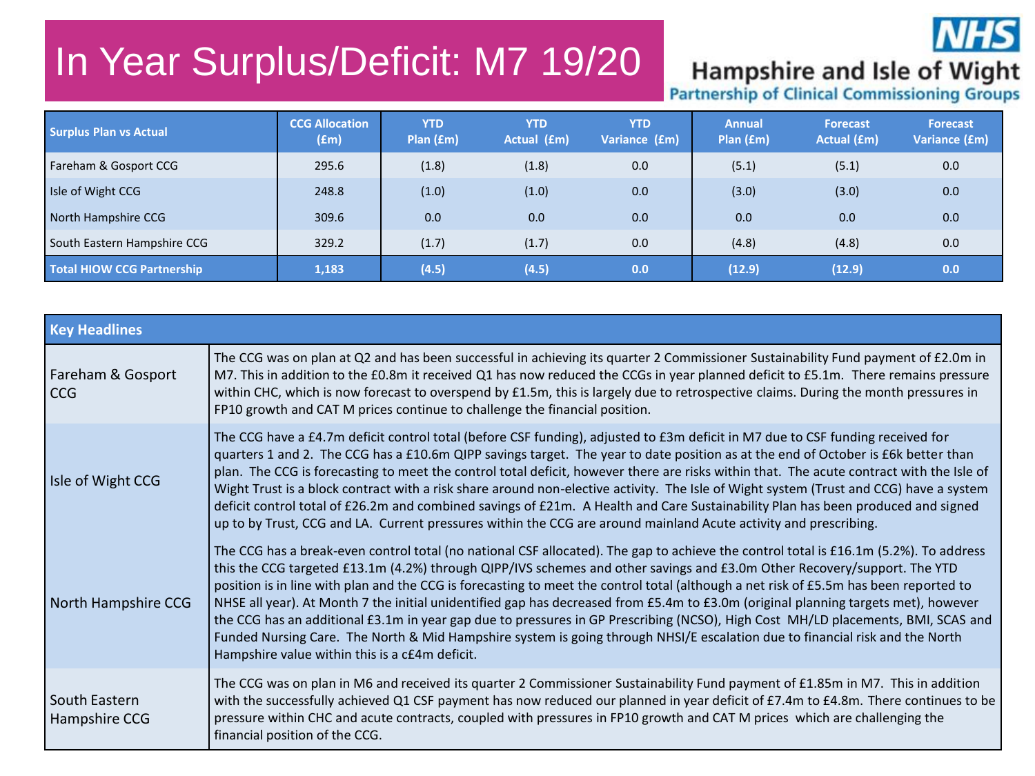# In Year Surplus/Deficit: M7 19/20

Hampshire and Isle of Wight
Partnership of Clinical Commissioning Groups

| Surplus Plan vs Actual | CCG Allocation (£m) | YTD Plan (£m) | YTD Actual (£m) | YTD Variance (£m) | Annual Plan (£m) | Forecast Actual (£m) | Forecast Variance (£m) |
|---|---|---|---|---|---|---|---|
| Fareham & Gosport CCG | 295.6 | (1.8) | (1.8) | 0.0 | (5.1) | (5.1) | 0.0 |
| Isle of Wight CCG | 248.8 | (1.0) | (1.0) | 0.0 | (3.0) | (3.0) | 0.0 |
| North Hampshire CCG | 309.6 | 0.0 | 0.0 | 0.0 | 0.0 | 0.0 | 0.0 |
| South Eastern Hampshire CCG | 329.2 | (1.7) | (1.7) | 0.0 | (4.8) | (4.8) | 0.0 |
| **Total HIOW CCG Partnership** | **1,183** | **(4.5)** | **(4.5)** | **0.0** | **(12.9)** | **(12.9)** | **0.0** |

| Key Headlines | |
|---|---|
| Fareham & Gosport CCG | The CCG was on plan at Q2 and has been successful in achieving its quarter 2 Commissioner Sustainability Fund payment of £2.0m in M7. This in addition to the £0.8m it received Q1 has now reduced the CCGs in year planned deficit to £5.1m. There remains pressure within CHC, which is now forecast to overspend by £1.5m, this is largely due to retrospective claims. During the month pressures in FP10 growth and CAT M prices continue to challenge the financial position. |
| Isle of Wight CCG | The CCG have a £4.7m deficit control total (before CSF funding), adjusted to £3m deficit in M7 due to CSF funding received for quarters 1 and 2. The CCG has a £10.6m QIPP savings target. The year to date position as at the end of October is £6k better than plan. The CCG is forecasting to meet the control total deficit, however there are risks within that. The acute contract with the Isle of Wight Trust is a block contract with a risk share around non-elective activity. The Isle of Wight system (Trust and CCG) have a system deficit control total of £26.2m and combined savings of £21m. A Health and Care Sustainability Plan has been produced and signed up to by Trust, CCG and LA. Current pressures within the CCG are around mainland Acute activity and prescribing. |
| North Hampshire CCG | The CCG has a break-even control total (no national CSF allocated). The gap to achieve the control total is £16.1m (5.2%). To address this the CCG targeted £13.1m (4.2%) through QIPP/IVS schemes and other savings and £3.0m Other Recovery/support. The YTD position is in line with plan and the CCG is forecasting to meet the control total (although a net risk of £5.5m has been reported to NHSE all year). At Month 7 the initial unidentified gap has decreased from £5.4m to £3.0m (original planning targets met), however the CCG has an additional £3.1m in year gap due to pressures in GP Prescribing (NCSO), High Cost MH/LD placements, BMI, SCAS and Funded Nursing Care. The North & Mid Hampshire system is going through NHSI/E escalation due to financial risk and the North Hampshire value within this is a c£4m deficit. |
| South Eastern Hampshire CCG | The CCG was on plan in M6 and received its quarter 2 Commissioner Sustainability Fund payment of £1.85m in M7. This in addition with the successfully achieved Q1 CSF payment has now reduced our planned in year deficit of £7.4m to £4.8m. There continues to be pressure within CHC and acute contracts, coupled with pressures in FP10 growth and CAT M prices which are challenging the financial position of the CCG. |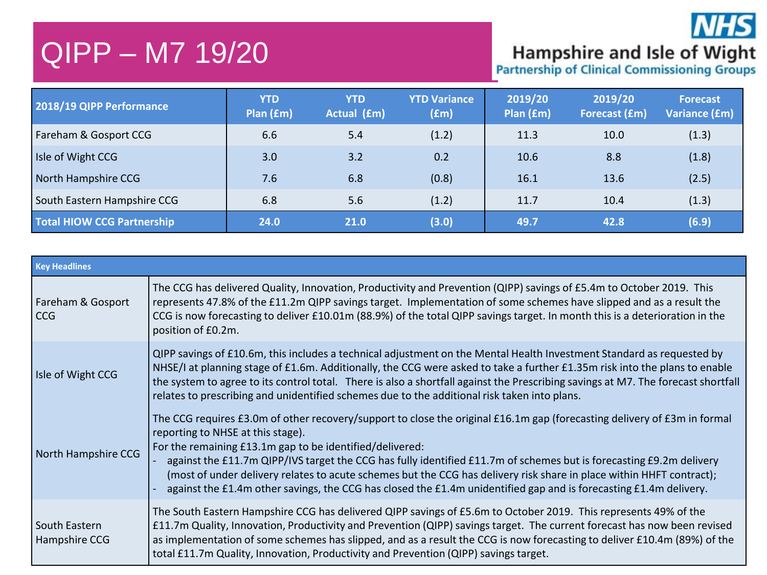# QIPP – M7 19/20

Hampshire and Isle of Wight
Partnership of Clinical Commissioning Groups

| 2018/19 QIPP Performance | YTD Plan (£m) | YTD Actual (£m) | YTD Variance (£m) | 2019/20 Plan (£m) | 2019/20 Forecast (£m) | Forecast Variance (£m) |
|---|---|---|---|---|---|---|
| Fareham & Gosport CCG | 6.6 | 5.4 | (1.2) | 11.3 | 10.0 | (1.3) |
| Isle of Wight CCG | 3.0 | 3.2 | 0.2 | 10.6 | 8.8 | (1.8) |
| North Hampshire CCG | 7.6 | 6.8 | (0.8) | 16.1 | 13.6 | (2.5) |
| South Eastern Hampshire CCG | 6.8 | 5.6 | (1.2) | 11.7 | 10.4 | (1.3) |
| **Total HIOW CCG Partnership** | **24.0** | **21.0** | **(3.0)** | **49.7** | **42.8** | **(6.9)** |

| Key Headlines | |
|---|---|
| Fareham & Gosport CCG | The CCG has delivered Quality, Innovation, Productivity and Prevention (QIPP) savings of £5.4m to October 2019. This represents 47.8% of the £11.2m QIPP savings target. Implementation of some schemes have slipped and as a result the CCG is now forecasting to deliver £10.01m (88.9%) of the total QIPP savings target. In month this is a deterioration in the position of £0.2m. |
| Isle of Wight CCG | QIPP savings of £10.6m, this includes a technical adjustment on the Mental Health Investment Standard as requested by NHSE/I at planning stage of £1.6m. Additionally, the CCG were asked to take a further £1.35m risk into the plans to enable the system to agree to its control total. There is also a shortfall against the Prescribing savings at M7. The forecast shortfall relates to prescribing and unidentified schemes due to the additional risk taken into plans. |
| North Hampshire CCG | The CCG requires £3.0m of other recovery/support to close the original £16.1m gap (forecasting delivery of £3m in formal reporting to NHSE at this stage).<br>For the remaining £13.1m gap to be identified/delivered:<br>- against the £11.7m QIPP/IVS target the CCG has fully identified £11.7m of schemes but is forecasting £9.2m delivery (most of under delivery relates to acute schemes but the CCG has delivery risk share in place within HHFT contract);<br>- against the £1.4m other savings, the CCG has closed the £1.4m unidentified gap and is forecasting £1.4m delivery. |
| South Eastern Hampshire CCG | The South Eastern Hampshire CCG has delivered QIPP savings of £5.6m to October 2019. This represents 49% of the £11.7m Quality, Innovation, Productivity and Prevention (QIPP) savings target. The current forecast has now been revised as implementation of some schemes has slipped, and as a result the CCG is now forecasting to deliver £10.4m (89%) of the total £11.7m Quality, Innovation, Productivity and Prevention (QIPP) savings target. |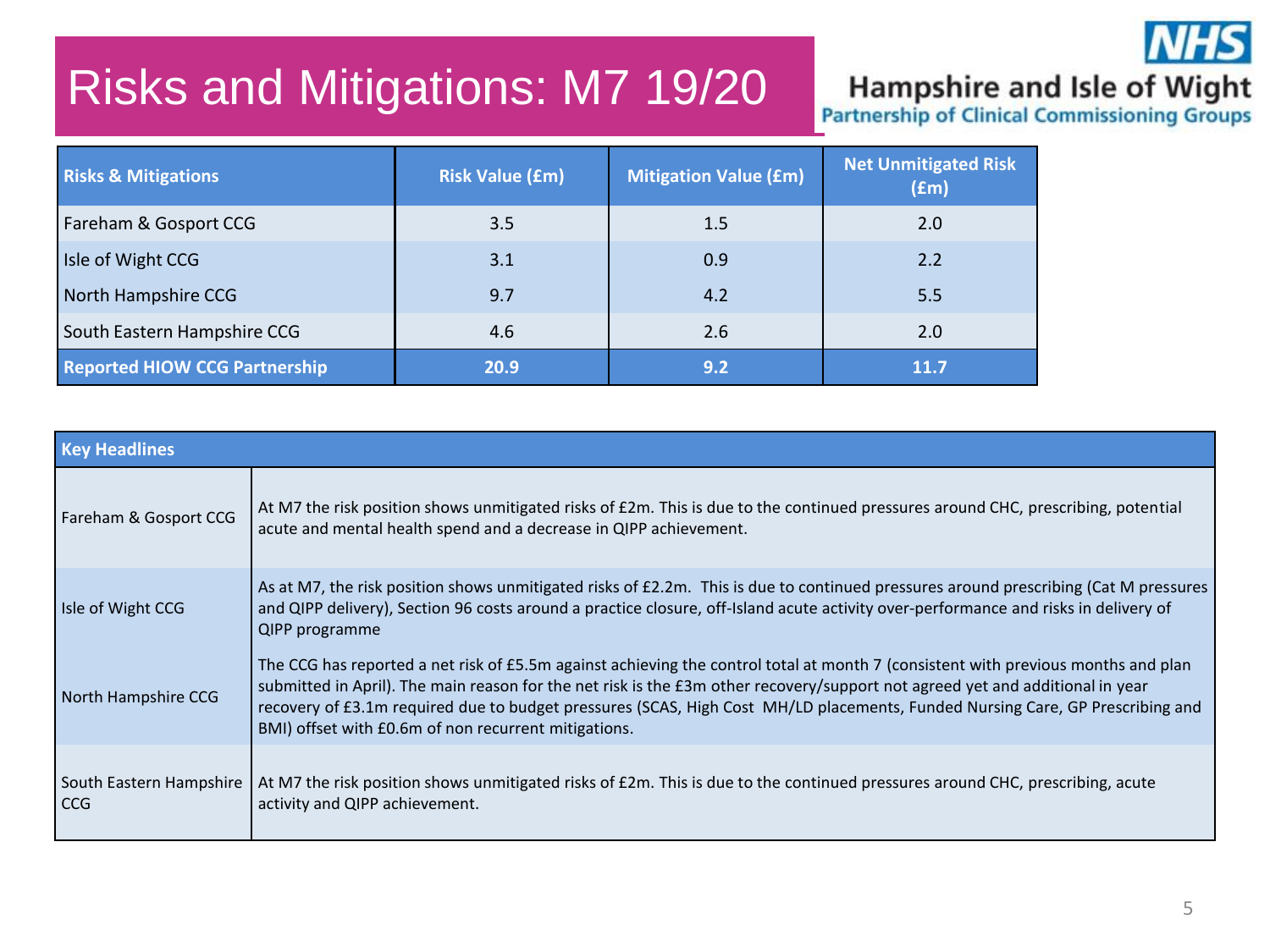# Risks and Mitigations: M7 19/20

Hampshire and Isle of Wight
Partnership of Clinical Commissioning Groups

| Risks & Mitigations | Risk Value (£m) | Mitigation Value (£m) | Net Unmitigated Risk (£m) |
|---|---|---|---|
| Fareham & Gosport CCG | 3.5 | 1.5 | 2.0 |
| Isle of Wight CCG | 3.1 | 0.9 | 2.2 |
| North Hampshire CCG | 9.7 | 4.2 | 5.5 |
| South Eastern Hampshire CCG | 4.6 | 2.6 | 2.0 |
| **Reported HIOW CCG Partnership** | **20.9** | **9.2** | **11.7** |

| Key Headlines | |
|---|---|
| Fareham & Gosport CCG | At M7 the risk position shows unmitigated risks of £2m. This is due to the continued pressures around CHC, prescribing, potential acute and mental health spend and a decrease in QIPP achievement. |
| Isle of Wight CCG | As at M7, the risk position shows unmitigated risks of £2.2m. This is due to continued pressures around prescribing (Cat M pressures and QIPP delivery), Section 96 costs around a practice closure, off-Island acute activity over-performance and risks in delivery of QIPP programme |
| North Hampshire CCG | The CCG has reported a net risk of £5.5m against achieving the control total at month 7 (consistent with previous months and plan submitted in April). The main reason for the net risk is the £3m other recovery/support not agreed yet and additional in year recovery of £3.1m required due to budget pressures (SCAS, High Cost MH/LD placements, Funded Nursing Care, GP Prescribing and BMI) offset with £0.6m of non recurrent mitigations. |
| South Eastern Hampshire CCG | At M7 the risk position shows unmitigated risks of £2m. This is due to the continued pressures around CHC, prescribing, acute activity and QIPP achievement. |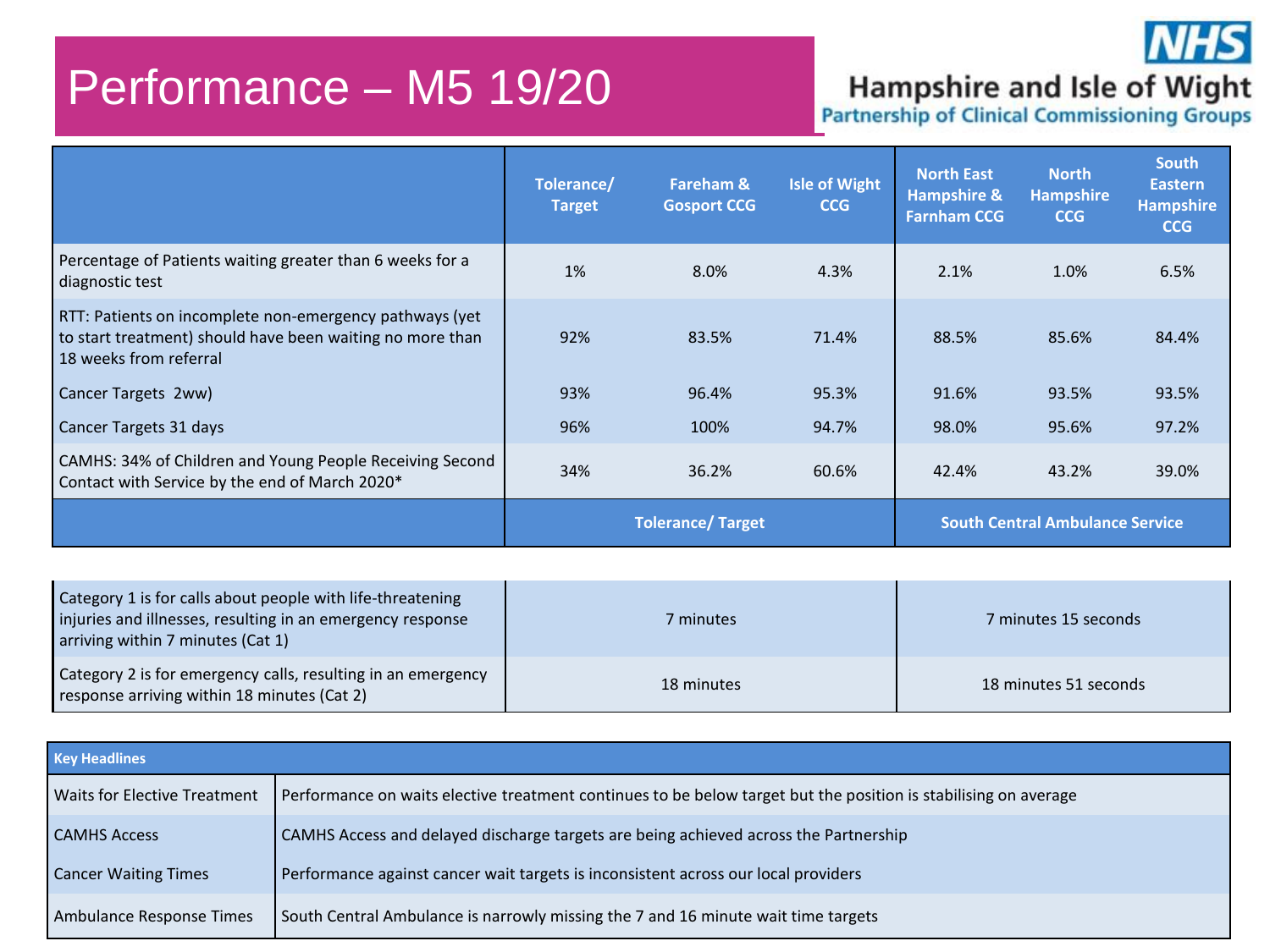# Performance – M5 19/20

Hampshire and Isle of Wight
Partnership of Clinical Commissioning Groups

| | Tolerance/ Target | Fareham & Gosport CCG | Isle of Wight CCG | North East Hampshire & Farnham CCG | North Hampshire CCG | South Eastern Hampshire CCG |
|---|---|---|---|---|---|---|
| Percentage of Patients waiting greater than 6 weeks for a diagnostic test | 1% | 8.0% | 4.3% | 2.1% | 1.0% | 6.5% |
| RTT: Patients on incomplete non-emergency pathways (yet to start treatment) should have been waiting no more than 18 weeks from referral | 92% | 83.5% | 71.4% | 88.5% | 85.6% | 84.4% |
| Cancer Targets 2ww) | 93% | 96.4% | 95.3% | 91.6% | 93.5% | 93.5% |
| Cancer Targets 31 days | 96% | 100% | 94.7% | 98.0% | 95.6% | 97.2% |
| CAMHS: 34% of Children and Young People Receiving Second Contact with Service by the end of March 2020* | 34% | 36.2% | 60.6% | 42.4% | 43.2% | 39.0% |

| | Tolerance/ Target | South Central Ambulance Service |
|---|---|---|
| Category 1 is for calls about people with life-threatening injuries and illnesses, resulting in an emergency response arriving within 7 minutes (Cat 1) | 7 minutes | 7 minutes 15 seconds |
| Category 2 is for emergency calls, resulting in an emergency response arriving within 18 minutes (Cat 2) | 18 minutes | 18 minutes 51 seconds |

| Key Headlines | |
|---|---|
| Waits for Elective Treatment | Performance on waits elective treatment continues to be below target but the position is stabilising on average |
| CAMHS Access | CAMHS Access and delayed discharge targets are being achieved across the Partnership |
| Cancer Waiting Times | Performance against cancer wait targets is inconsistent across our local providers |
| Ambulance Response Times | South Central Ambulance is narrowly missing the 7 and 16 minute wait time targets |